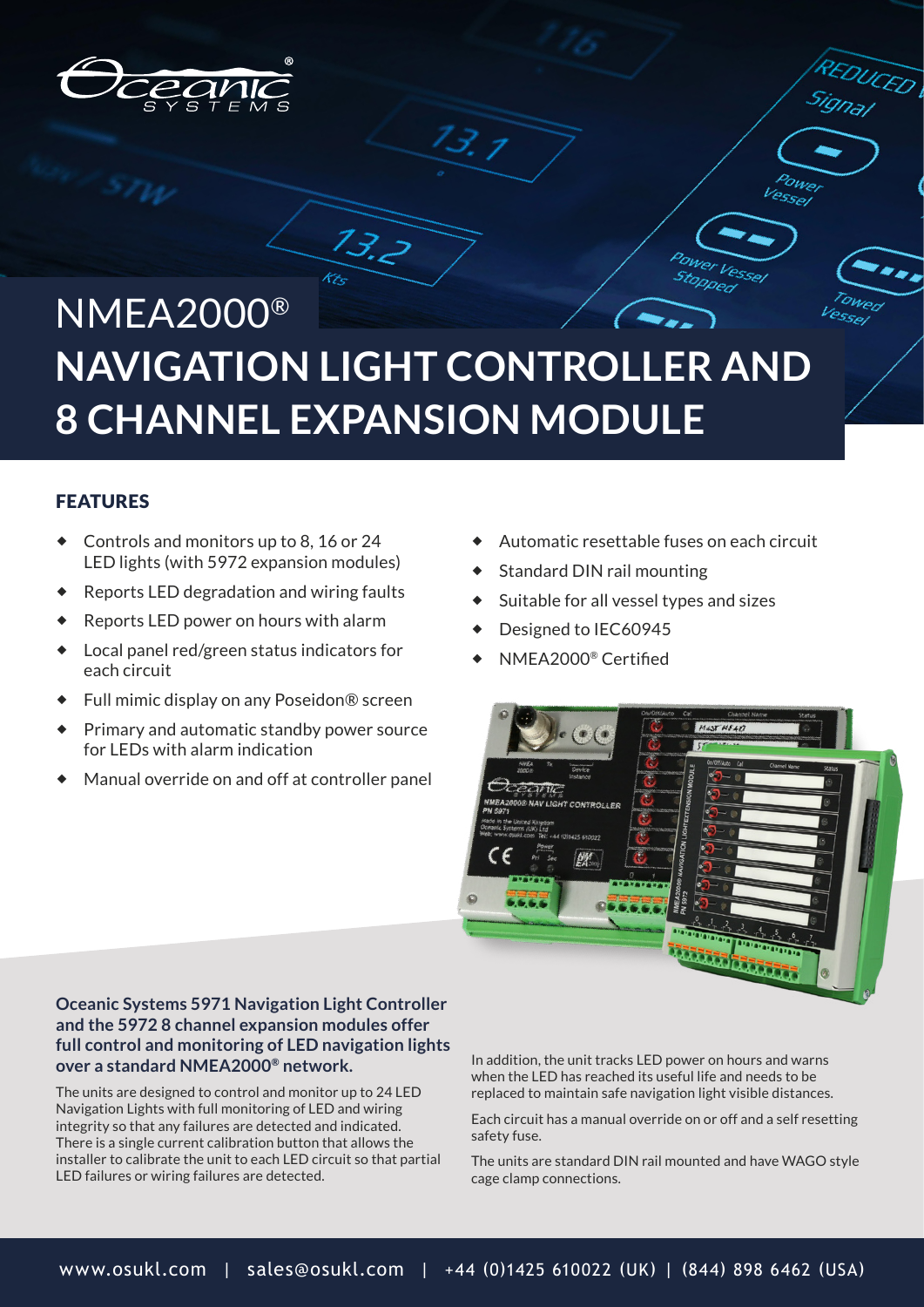# NMEA2000®

# NAVIGATION LIGHT CONTROLLER AND 8 CHANNEL EXPANSION MODULE

## FEATURES

- Controls and monitors up to 8, 16 or 24 LED lights (with 5972 expansion modules)
- Reports LED degradation and wiring faults
- Reports LED power on hours with alarm
- Local panel red/green status indicators for each circuit
- Full mimic display on any Poseidon® screen
- Primary and automatic standby power source for LEDs with alarm indication
- Manual override on and off at controller panel
- Automatic resettable fuses on each circuit
- Standard DIN rail mounting
- Suitable for all vessel types and sizes
- Designed to IEC60945
- NMEA2000® Certified

**Oceanic Systems 5971 Navigation Light Controller and the 5972 8 channel expansion modules offer full control and monitoring of LED navigation lights over a standard NMEA2000® network.**

The units are designed to control and monitor up to 24 LED Navigation Lights with full monitoring of LED and wiring integrity so that any failures are detected and indicated. There is a single current calibration button that allows the installer to calibrate the unit to each LED circuit so that partial LED failures or wiring failures are detected.

In addition, the unit tracks LED power on hours and warns when the LED has reached its useful life and needs to be replaced to maintain safe navigation light visible distances.

Each circuit has a manual override on or off and a self resetting safety fuse.

The units are standard DIN rail mounted and have WAGO style cage clamp connections.

www.osukl.com | sales@osukl.com | +44 (0)1425 610022 (UK) | (844) 898 6462 (USA)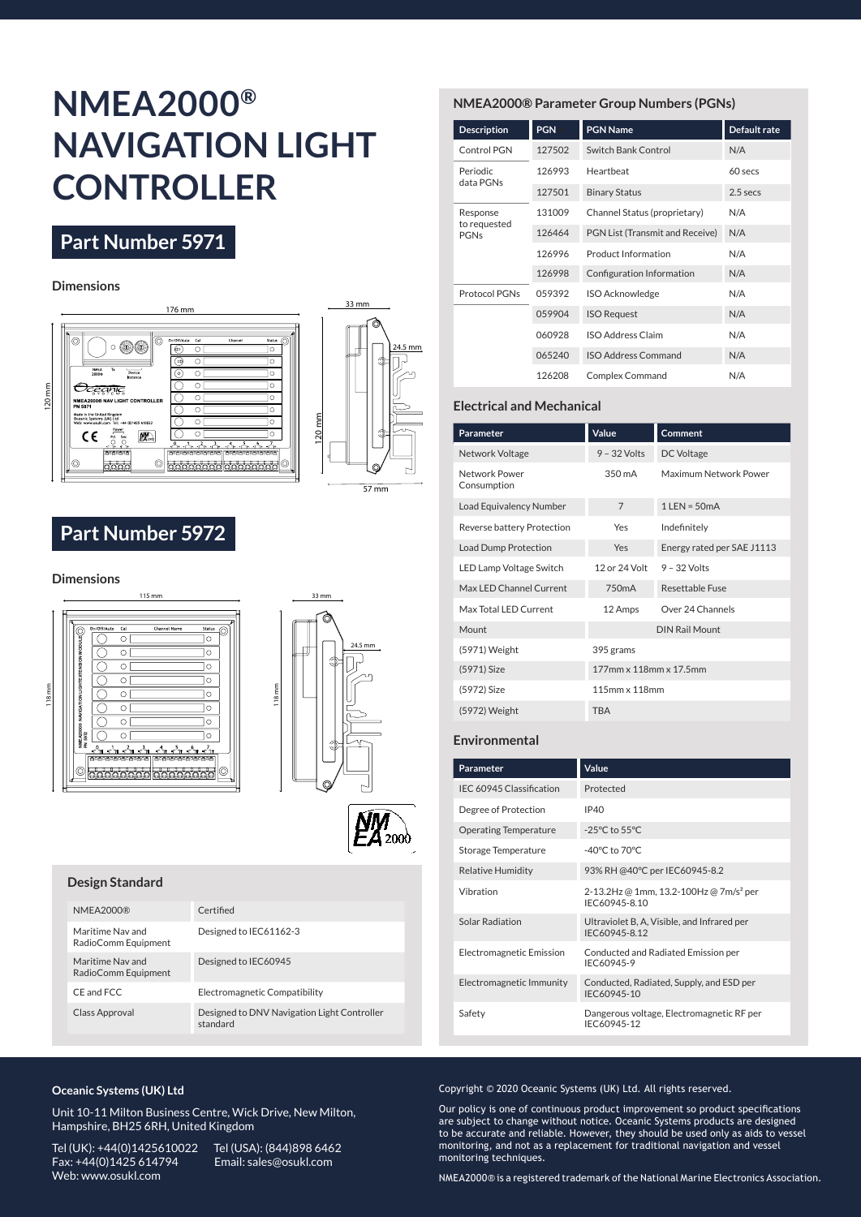# NMEA2000® NAVIGATION LIGHT CONTROLLER

## Part Number 5971

### Dimensions

176 mm

120 mm

33 mm

24.5 mm

120 mm

57 mm

## Part Number 5972

### Dimensions

115 mm

118 mm

33 mm

24.5 mm

118 mm

### Design Standard

| | |
|---|---|
| NMEA2000® | Certified |
| Maritime Nav and RadioComm Equipment | Designed to IEC61162-3 |
| Maritime Nav and RadioComm Equipment | Designed to IEC60945 |
| CE and FCC | Electromagnetic Compatibility |
| Class Approval | Designed to DNV Navigation Light Controller standard |

### NMEA2000® Parameter Group Numbers (PGNs)

| Description | PGN | PGN Name | Default rate |
|---|---|---|---|
| Control PGN | 127502 | Switch Bank Control | N/A |
| Periodic data PGNs | 126993 | Heartbeat | 60 secs |
| | 127501 | Binary Status | 2.5 secs |
| Response to requested PGNs | 131009 | Channel Status (proprietary) | N/A |
| | 126464 | PGN List (Transmit and Receive) | N/A |
| | 126996 | Product Information | N/A |
| | 126998 | Configuration Information | N/A |
| Protocol PGNs | 059392 | ISO Acknowledge | N/A |
| | 059904 | ISO Request | N/A |
| | 060928 | ISO Address Claim | N/A |
| | 065240 | ISO Address Command | N/A |
| | 126208 | Complex Command | N/A |

### Electrical and Mechanical

| Parameter | Value | Comment |
|---|---|---|
| Network Voltage | 9 – 32 Volts | DC Voltage |
| Network Power Consumption | 350 mA | Maximum Network Power |
| Load Equivalency Number | 7 | 1 LEN = 50mA |
| Reverse battery Protection | Yes | Indefinitely |
| Load Dump Protection | Yes | Energy rated per SAE J1113 |
| LED Lamp Voltage Switch | 12 or 24 Volt | 9 – 32 Volts |
| Max LED Channel Current | 750mA | Resettable Fuse |
| Max Total LED Current | 12 Amps | Over 24 Channels |
| Mount | DIN Rail Mount | |
| (5971) Weight | 395 grams | |
| (5971) Size | 177mm x 118mm x 17.5mm | |
| (5972) Size | 115mm x 118mm | |
| (5972) Weight | TBA | |

### Environmental

| Parameter | Value |
|---|---|
| IEC 60945 Classification | Protected |
| Degree of Protection | IP40 |
| Operating Temperature | -25°C to 55°C |
| Storage Temperature | -40°C to 70°C |
| Relative Humidity | 93% RH @40°C per IEC60945-8.2 |
| Vibration | 2-13.2Hz @ 1mm, 13.2-100Hz @ 7m/s² per IEC60945-8.10 |
| Solar Radiation | Ultraviolet B, A, Visible, and Infrared per IEC60945-8.12 |
| Electromagnetic Emission | Conducted and Radiated Emission per IEC60945-9 |
| Electromagnetic Immunity | Conducted, Radiated, Supply, and ESD per IEC60945-10 |
| Safety | Dangerous voltage, Electromagnetic RF per IEC60945-12 |

**Oceanic Systems (UK) Ltd**

Unit 10-11 Milton Business Centre, Wick Drive, New Milton, Hampshire, BH25 6RH, United Kingdom

Tel (UK): +44(0)1425610022
Fax: +44(0)1425 614794
Web: www.osukl.com

Tel (USA): (844)898 6462
Email: sales@osukl.com

Copyright © 2020 Oceanic Systems (UK) Ltd. All rights reserved.

Our policy is one of continuous product improvement so product specifications are subject to change without notice. Oceanic Systems products are designed to be accurate and reliable. However, they should be used only as aids to vessel monitoring, and not as a replacement for traditional navigation and vessel monitoring techniques.

NMEA2000® is a registered trademark of the National Marine Electronics Association.